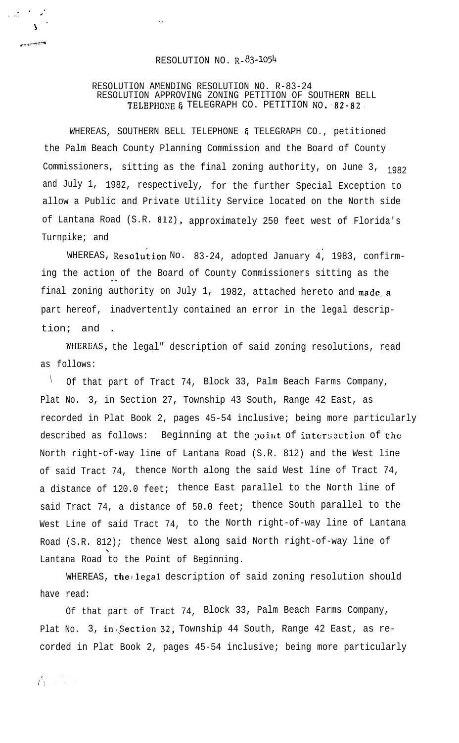RESOLUTION NO. R-83-1054

RESOLUTION AMENDING RESOLUTION NO. R-83-24
RESOLUTION APPROVING ZONING PETITION OF SOUTHERN BELL TELEPHONE & TELEGRAPH CO. PETITION NO. 82-82

WHEREAS, SOUTHERN BELL TELEPHONE & TELEGRAPH CO., petitioned the Palm Beach County Planning Commission and the Board of County Commissioners, sitting as the final zoning authority, on June 3, 1982 and July 1, 1982, respectively, for the further Special Exception to allow a Public and Private Utility Service located on the North side of Lantana Road (S.R. 812), approximately 250 feet west of Florida's Turnpike; and

WHEREAS, Resolution No. 83-24, adopted January 4, 1983, confirming the action of the Board of County Commissioners sitting as the final zoning authority on July 1, 1982, attached hereto and made a part hereof, inadvertently contained an error in the legal description; and

WHEREAS, the legal" description of said zoning resolutions, read as follows:

Of that part of Tract 74, Block 33, Palm Beach Farms Company, Plat No. 3, in Section 27, Township 43 South, Range 42 East, as recorded in Plat Book 2, pages 45-54 inclusive; being more particularly described as follows: Beginning at the point of intersection of the North right-of-way line of Lantana Road (S.R. 812) and the West line of said Tract 74, thence North along the said West line of Tract 74, a distance of 120.0 feet; thence East parallel to the North line of said Tract 74, a distance of 50.0 feet; thence South parallel to the West Line of said Tract 74, to the North right-of-way line of Lantana Road (S.R. 812); thence West along said North right-of-way line of Lantana Road to the Point of Beginning.

WHEREAS, the legal description of said zoning resolution should have read:

Of that part of Tract 74, Block 33, Palm Beach Farms Company, Plat No. 3, in Section 32, Township 44 South, Range 42 East, as recorded in Plat Book 2, pages 45-54 inclusive; being more particularly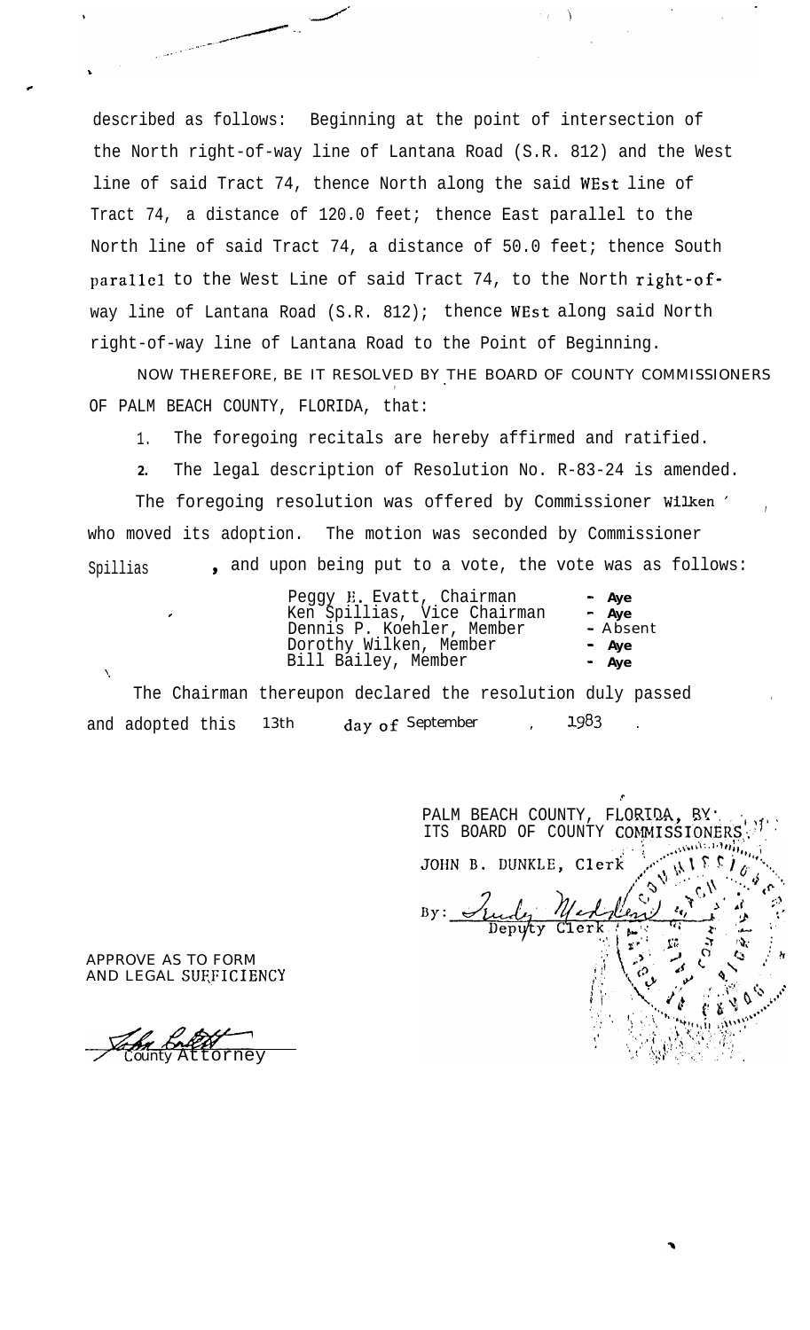described as follows: Beginning at the point of intersection of the North right-of-way line of Lantana Road (S.R. 812) and the West line of said Tract 74, thence North along the said WEst line of Tract 74, a distance of 120.0 feet; thence East parallel to the North line of said Tract 74, a distance of 50.0 feet; thence South parallel to the West Line of said Tract 74, to the North right-of-way line of Lantana Road (S.R. 812); thence WEst along said North right-of-way line of Lantana Road to the Point of Beginning.

NOW THEREFORE, BE IT RESOLVED BY THE BOARD OF COUNTY COMMISSIONERS OF PALM BEACH COUNTY, FLORIDA, that:

1. The foregoing recitals are hereby affirmed and ratified.

2. The legal description of Resolution No. R-83-24 is amended.

The foregoing resolution was offered by Commissioner Wilken who moved its adoption. The motion was seconded by Commissioner Spillias, and upon being put to a vote, the vote was as follows:

| | |
|---|---|
| Peggy E. Evatt, Chairman | - Aye |
| Ken Spillias, Vice Chairman | - Aye |
| Dennis P. Koehler, Member | - Absent |
| Dorothy Wilken, Member | - Aye |
| Bill Bailey, Member | - Aye |

The Chairman thereupon declared the resolution duly passed and adopted this 13th day of September, 1983.

PALM BEACH COUNTY, FLORIDA, BY
ITS BOARD OF COUNTY COMMISSIONERS

JOHN B. DUNKLE, Clerk

By: Trudy Madden
Deputy Clerk

APPROVE AS TO FORM
AND LEGAL SUFFICIENCY

County Attorney